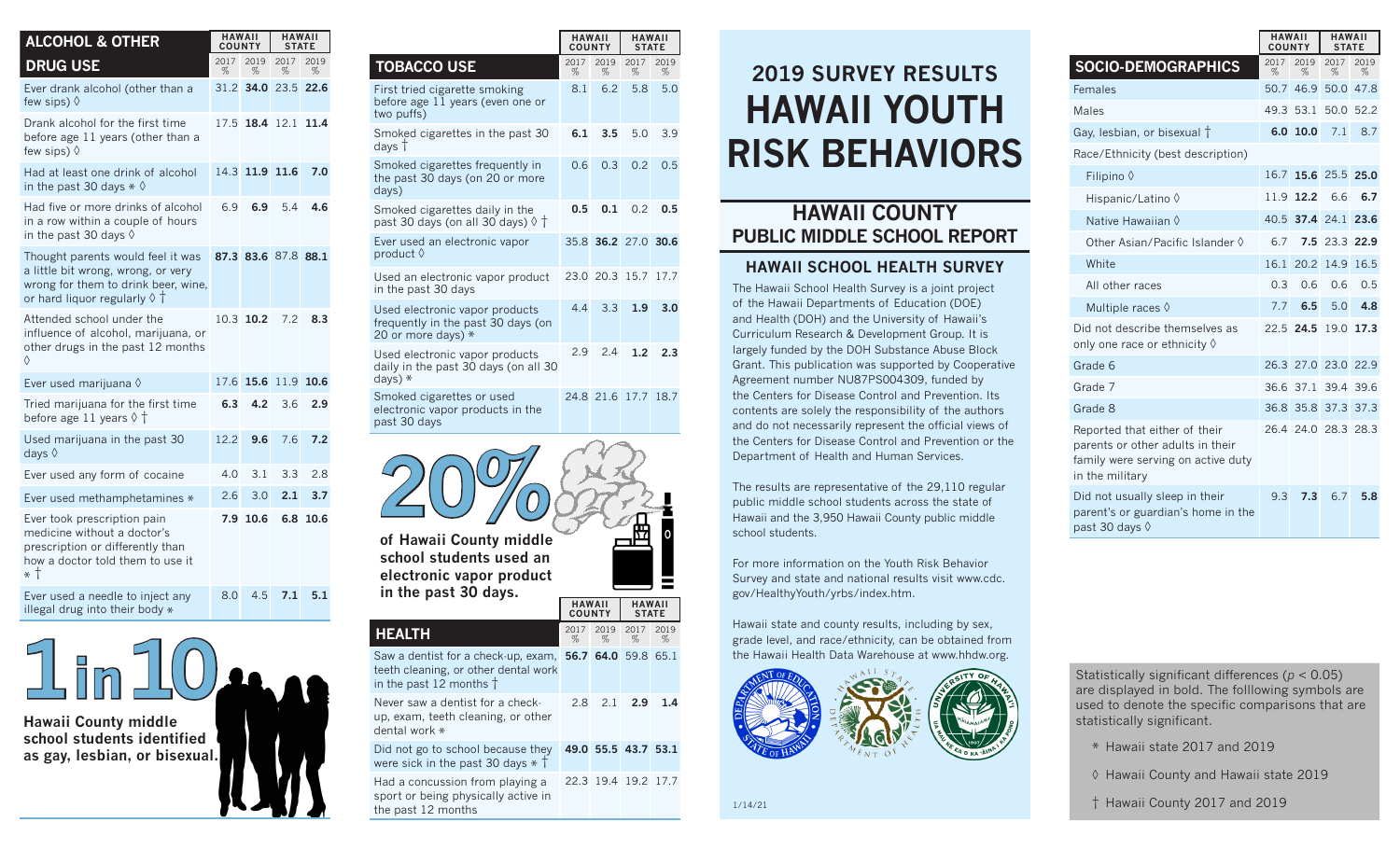# 2019 SURVEY RESULTS HAWAII YOUTH RISK BEHAVIORS

## HAWAII COUNTY PUBLIC MIDDLE SCHOOL REPORT

### HAWAII SCHOOL HEALTH SURVEY

The Hawaii School Health Survey is a joint project of the Hawaii Departments of Education (DOE) and Health (DOH) and the University of Hawaii's Curriculum Research & Development Group. It is largely funded by the DOH Substance Abuse Block Grant. This publication was supported by Cooperative Agreement number NU87PS004309, funded by the Centers for Disease Control and Prevention. Its contents are solely the responsibility of the authors and do not necessarily represent the official views of the Centers for Disease Control and Prevention or the Department of Health and Human Services.

The results are representative of the 29,110 regular public middle school students across the state of Hawaii and the 3,950 Hawaii County public middle school students.

For more information on the Youth Risk Behavior Survey and state and national results visit www.cdc.gov/HealthyYouth/yrbs/index.htm.

Hawaii state and county results, including by sex, grade level, and race/ethnicity, can be obtained from the Hawaii Health Data Warehouse at www.hhdw.org.

1/14/21

## ALCOHOL & OTHER DRUG USE

| | HAWAII COUNTY | | HAWAII STATE | |
|---|---|---|---|---|
| | 2017 % | 2019 % | 2017 % | 2019 % |
| Ever drank alcohol (other than a few sips) ◊ | 31.2 | **34.0** | 23.5 | **22.6** |
| Drank alcohol for the first time before age 11 years (other than a few sips) ◊ | 17.5 | **18.4** | 12.1 | **11.4** |
| Had at least one drink of alcohol in the past 30 days * ◊ | 14.3 | **11.9** | **11.6** | **7.0** |
| Had five or more drinks of alcohol in a row within a couple of hours in the past 30 days ◊ | 6.9 | **6.9** | 5.4 | **4.6** |
| Thought parents would feel it was a little bit wrong, wrong, or very wrong for them to drink beer, wine, or hard liquor regularly ◊ † | **87.3** | **83.6** | 87.8 | **88.1** |
| Attended school under the influence of alcohol, marijuana, or other drugs in the past 12 months ◊ | 10.3 | **10.2** | 7.2 | **8.3** |
| Ever used marijuana ◊ | 17.6 | **15.6** | 11.9 | **10.6** |
| Tried marijuana for the first time before age 11 years ◊ † | **6.3** | **4.2** | 3.6 | **2.9** |
| Used marijuana in the past 30 days ◊ | 12.2 | **9.6** | 7.6 | **7.2** |
| Ever used any form of cocaine | 4.0 | 3.1 | 3.3 | 2.8 |
| Ever used methamphetamines * | 2.6 | 3.0 | **2.1** | **3.7** |
| Ever took prescription pain medicine without a doctor's prescription or differently than how a doctor told them to use it * † | **7.9** | **10.6** | **6.8** | **10.6** |
| Ever used a needle to inject any illegal drug into their body * | 8.0 | 4.5 | **7.1** | **5.1** |

**1 in 10** Hawaii County middle school students identified as gay, lesbian, or bisexual.

## TOBACCO USE

| | HAWAII COUNTY | | HAWAII STATE | |
|---|---|---|---|---|
| | 2017 % | 2019 % | 2017 % | 2019 % |
| First tried cigarette smoking before age 11 years (even one or two puffs) | 8.1 | 6.2 | 5.8 | 5.0 |
| Smoked cigarettes in the past 30 days † | **6.1** | **3.5** | 5.0 | 3.9 |
| Smoked cigarettes frequently in the past 30 days (on 20 or more days) | 0.6 | 0.3 | 0.2 | 0.5 |
| Smoked cigarettes daily in the past 30 days (on all 30 days) ◊ † | **0.5** | **0.1** | 0.2 | **0.5** |
| Ever used an electronic vapor product ◊ | 35.8 | **36.2** | 27.0 | **30.6** |
| Used an electronic vapor product in the past 30 days | 23.0 | 20.3 | 15.7 | 17.7 |
| Used electronic vapor products frequently in the past 30 days (on 20 or more days) * | 4.4 | 3.3 | **1.9** | **3.0** |
| Used electronic vapor products daily in the past 30 days (on all 30 days) * | 2.9 | 2.4 | **1.2** | **2.3** |
| Smoked cigarettes or used electronic vapor products in the past 30 days | 24.8 | 21.6 | 17.7 | 18.7 |

**20%** of Hawaii County middle school students used an electronic vapor product in the past 30 days.

## HEALTH

| | HAWAII COUNTY | | HAWAII STATE | |
|---|---|---|---|---|
| | 2017 % | 2019 % | 2017 % | 2019 % |
| Saw a dentist for a check-up, exam, teeth cleaning, or other dental work in the past 12 months † | **56.7** | **64.0** | 59.8 | 65.1 |
| Never saw a dentist for a check-up, exam, teeth cleaning, or other dental work * | 2.8 | 2.1 | **2.9** | **1.4** |
| Did not go to school because they were sick in the past 30 days * † | **49.0** | **55.5** | **43.7** | **53.1** |
| Had a concussion from playing a sport or being physically active in the past 12 months | 22.3 | 19.4 | 19.2 | 17.7 |

## SOCIO-DEMOGRAPHICS

| | HAWAII COUNTY | | HAWAII STATE | |
|---|---|---|---|---|
| | 2017 % | 2019 % | 2017 % | 2019 % |
| Females | 50.7 | 46.9 | 50.0 | 47.8 |
| Males | 49.3 | 53.1 | 50.0 | 52.2 |
| Gay, lesbian, or bisexual † | **6.0** | **10.0** | 7.1 | 8.7 |
| Race/Ethnicity (best description) | | | | |
| Filipino ◊ | 16.7 | **15.6** | 25.5 | **25.0** |
| Hispanic/Latino ◊ | 11.9 | **12.2** | 6.6 | **6.7** |
| Native Hawaiian ◊ | 40.5 | **37.4** | 24.1 | **23.6** |
| Other Asian/Pacific Islander ◊ | 6.7 | **7.5** | 23.3 | **22.9** |
| White | 16.1 | 20.2 | 14.9 | 16.5 |
| All other races | 0.3 | 0.6 | 0.6 | 0.5 |
| Multiple races ◊ | 7.7 | **6.5** | 5.0 | **4.8** |
| Did not describe themselves as only one race or ethnicity ◊ | 22.5 | **24.5** | 19.0 | **17.3** |
| Grade 6 | 26.3 | 27.0 | 23.0 | 22.9 |
| Grade 7 | 36.6 | 37.1 | 39.4 | 39.6 |
| Grade 8 | 36.8 | 35.8 | 37.3 | 37.3 |
| Reported that either of their parents or other adults in their family were serving on active duty in the military | 26.4 | 24.0 | 28.3 | 28.3 |
| Did not usually sleep in their parent's or guardian's home in the past 30 days ◊ | 9.3 | **7.3** | 6.7 | **5.8** |

Statistically significant differences ($p < 0.05$) are displayed in bold. The folllowing symbols are used to denote the specific comparisons that are statistically significant.

- * Hawaii state 2017 and 2019
- ◊ Hawaii County and Hawaii state 2019
- † Hawaii County 2017 and 2019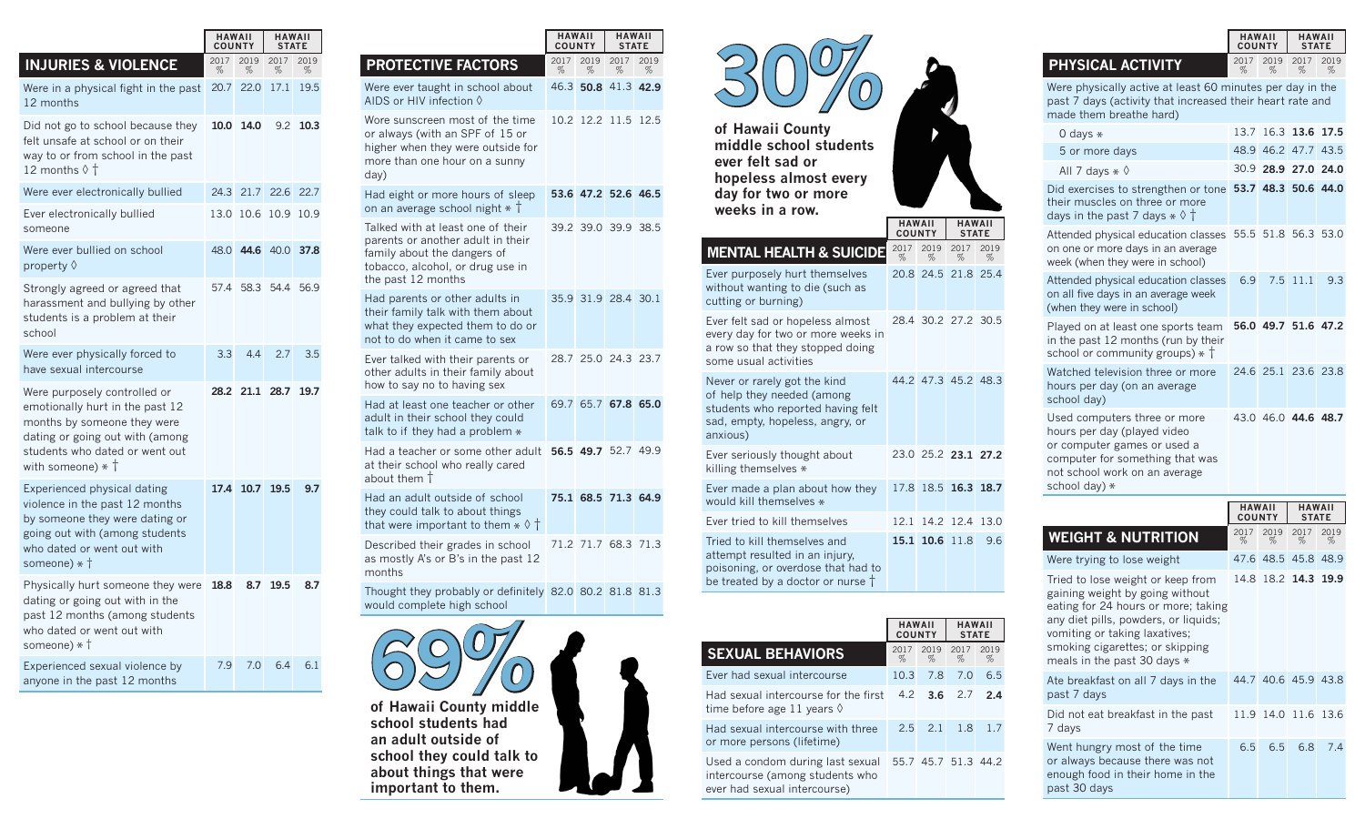## INJURIES & VIOLENCE

| | HAWAII COUNTY | | HAWAII STATE | |
|---|---|---|---|---|
| | 2017 % | 2019 % | 2017 % | 2019 % |
| Were in a physical fight in the past 12 months | 20.7 | 22.0 | 17.1 | 19.5 |
| Did not go to school because they felt unsafe at school or on their way to or from school in the past 12 months ◊ † | **10.0** | **14.0** | 9.2 | **10.3** |
| Were ever electronically bullied | 24.3 | 21.7 | 22.6 | 22.7 |
| Ever electronically bullied someone | 13.0 | 10.6 | 10.9 | 10.9 |
| Were ever bullied on school property ◊ | 48.0 | **44.6** | 40.0 | **37.8** |
| Strongly agreed or agreed that harassment and bullying by other students is a problem at their school | 57.4 | 58.3 | 54.4 | 56.9 |
| Were ever physically forced to have sexual intercourse | 3.3 | 4.4 | 2.7 | 3.5 |
| Were purposely controlled or emotionally hurt in the past 12 months by someone they were dating or going out with (among students who dated or went out with someone) * † | **28.2** | **21.1** | **28.7** | **19.7** |
| Experienced physical dating violence in the past 12 months by someone they were dating or going out with (among students who dated or went out with someone) * † | **17.4** | **10.7** | **19.5** | **9.7** |
| Physically hurt someone they were dating or going out with in the past 12 months (among students who dated or went out with someone) * † | **18.8** | **8.7** | **19.5** | **8.7** |
| Experienced sexual violence by anyone in the past 12 months | 7.9 | 7.0 | 6.4 | 6.1 |

## PROTECTIVE FACTORS

| | HAWAII COUNTY | | HAWAII STATE | |
|---|---|---|---|---|
| | 2017 % | 2019 % | 2017 % | 2019 % |
| Were ever taught in school about AIDS or HIV infection ◊ | 46.3 | **50.8** | 41.3 | **42.9** |
| Wore sunscreen most of the time or always (with an SPF of 15 or higher when they were outside for more than one hour on a sunny day) | 10.2 | 12.2 | 11.5 | 12.5 |
| Had eight or more hours of sleep on an average school night * † | **53.6** | **47.2** | **52.6** | **46.5** |
| Talked with at least one of their parents or another adult in their family about the dangers of tobacco, alcohol, or drug use in the past 12 months | 39.2 | 39.0 | 39.9 | 38.5 |
| Had parents or other adults in their family talk with them about what they expected them to do or not to do when it came to sex | 35.9 | 31.9 | 28.4 | 30.1 |
| Ever talked with their parents or other adults in their family about how to say no to having sex | 28.7 | 25.0 | 24.3 | 23.7 |
| Had at least one teacher or other adult in their school they could talk to if they had a problem * | 69.7 | 65.7 | **67.8** | **65.0** |
| Had a teacher or some other adult at their school who really cared about them † | **56.5** | **49.7** | 52.7 | 49.9 |
| Had an adult outside of school they could talk to about things that were important to them * ◊ † | **75.1** | **68.5** | **71.3** | **64.9** |
| Described their grades in school as mostly A's or B's in the past 12 months | 71.2 | 71.7 | 68.3 | 71.3 |
| Thought they probably or definitely would complete high school | 82.0 | 80.2 | 81.8 | 81.3 |

**69% of Hawaii County middle school students had an adult outside of school they could talk to about things that were important to them.**

**30% of Hawaii County middle school students ever felt sad or hopeless almost every day for two or more weeks in a row.**

## MENTAL HEALTH & SUICIDE

| | HAWAII COUNTY | | HAWAII STATE | |
|---|---|---|---|---|
| | 2017 % | 2019 % | 2017 % | 2019 % |
| Ever purposely hurt themselves without wanting to die (such as cutting or burning) | 20.8 | 24.5 | 21.8 | 25.4 |
| Ever felt sad or hopeless almost every day for two or more weeks in a row so that they stopped doing some usual activities | 28.4 | 30.2 | 27.2 | 30.5 |
| Never or rarely got the kind of help they needed (among students who reported having felt sad, empty, hopeless, angry, or anxious) | 44.2 | 47.3 | 45.2 | 48.3 |
| Ever seriously thought about killing themselves * | 23.0 | 25.2 | **23.1** | **27.2** |
| Ever made a plan about how they would kill themselves * | 17.8 | 18.5 | **16.3** | **18.7** |
| Ever tried to kill themselves | 12.1 | 14.2 | 12.4 | 13.0 |
| Tried to kill themselves and attempt resulted in an injury, poisoning, or overdose that had to be treated by a doctor or nurse † | **15.1** | **10.6** | 11.8 | 9.6 |

## SEXUAL BEHAVIORS

| | HAWAII COUNTY | | HAWAII STATE | |
|---|---|---|---|---|
| | 2017 % | 2019 % | 2017 % | 2019 % |
| Ever had sexual intercourse | 10.3 | 7.8 | 7.0 | 6.5 |
| Had sexual intercourse for the first time before age 11 years ◊ | 4.2 | **3.6** | 2.7 | **2.4** |
| Had sexual intercourse with three or more persons (lifetime) | 2.5 | 2.1 | 1.8 | 1.7 |
| Used a condom during last sexual intercourse (among students who ever had sexual intercourse) | 55.7 | 45.7 | 51.3 | 44.2 |

## PHYSICAL ACTIVITY

| | HAWAII COUNTY | | HAWAII STATE | |
|---|---|---|---|---|
| | 2017 % | 2019 % | 2017 % | 2019 % |
| Were physically active at least 60 minutes per day in the past 7 days (activity that increased their heart rate and made them breathe hard) | | | | |
| 0 days * | 13.7 | 16.3 | **13.6** | **17.5** |
| 5 or more days | 48.9 | 46.2 | 47.7 | 43.5 |
| All 7 days * ◊ | 30.9 | **28.9** | **27.0** | **24.0** |
| Did exercises to strengthen or tone their muscles on three or more days in the past 7 days * ◊ † | **53.7** | **48.3** | **50.6** | **44.0** |
| Attended physical education classes on one or more days in an average week (when they were in school) | 55.5 | 51.8 | 56.3 | 53.0 |
| Attended physical education classes on all five days in an average week (when they were in school) | 6.9 | 7.5 | 11.1 | 9.3 |
| Played on at least one sports team in the past 12 months (run by their school or community groups) * † | **56.0** | **49.7** | **51.6** | **47.2** |
| Watched television three or more hours per day (on an average school day) | 24.6 | 25.1 | 23.6 | 23.8 |
| Used computers three or more hours per day (played video or computer games or used a computer for something that was not school work on an average school day) * | 43.0 | 46.0 | **44.6** | **48.7** |

## WEIGHT & NUTRITION

| | HAWAII COUNTY | | HAWAII STATE | |
|---|---|---|---|---|
| | 2017 % | 2019 % | 2017 % | 2019 % |
| Were trying to lose weight | 47.6 | 48.5 | 45.8 | 48.9 |
| Tried to lose weight or keep from gaining weight by going without eating for 24 hours or more; taking any diet pills, powders, or liquids; vomiting or taking laxatives; smoking cigarettes; or skipping meals in the past 30 days * | 14.8 | 18.2 | **14.3** | **19.9** |
| Ate breakfast on all 7 days in the past 7 days | 44.7 | 40.6 | 45.9 | 43.8 |
| Did not eat breakfast in the past 7 days | 11.9 | 14.0 | 11.6 | 13.6 |
| Went hungry most of the time or always because there was not enough food in their home in the past 30 days | 6.5 | 6.5 | 6.8 | 7.4 |